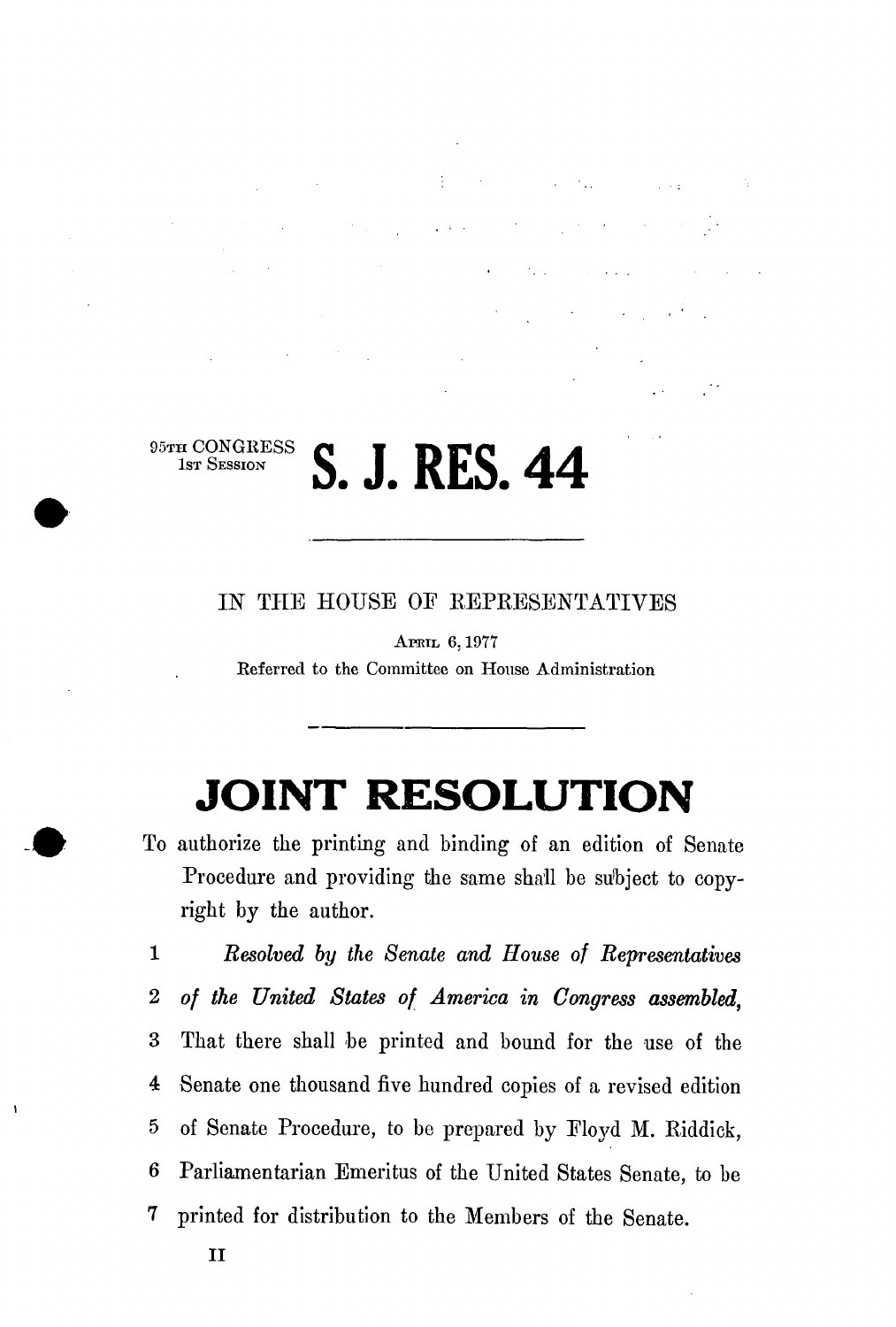95TH CONGRESS
1ST SESSION

# S. J. RES. 44

---

IN THE HOUSE OF REPRESENTATIVES

APRIL 6, 1977

Referred to the Committee on House Administration

---

# JOINT RESOLUTION

To authorize the printing and binding of an edition of Senate Procedure and providing the same shall be subject to copyright by the author.

1 *Resolved by the Senate and House of Representatives*
2 *of the United States of America in Congress assembled,*
3 That there shall be printed and bound for the use of the
4 Senate one thousand five hundred copies of a revised edition
5 of Senate Procedure, to be prepared by Floyd M. Riddick,
6 Parliamentarian Emeritus of the United States Senate, to be
7 printed for distribution to the Members of the Senate.

II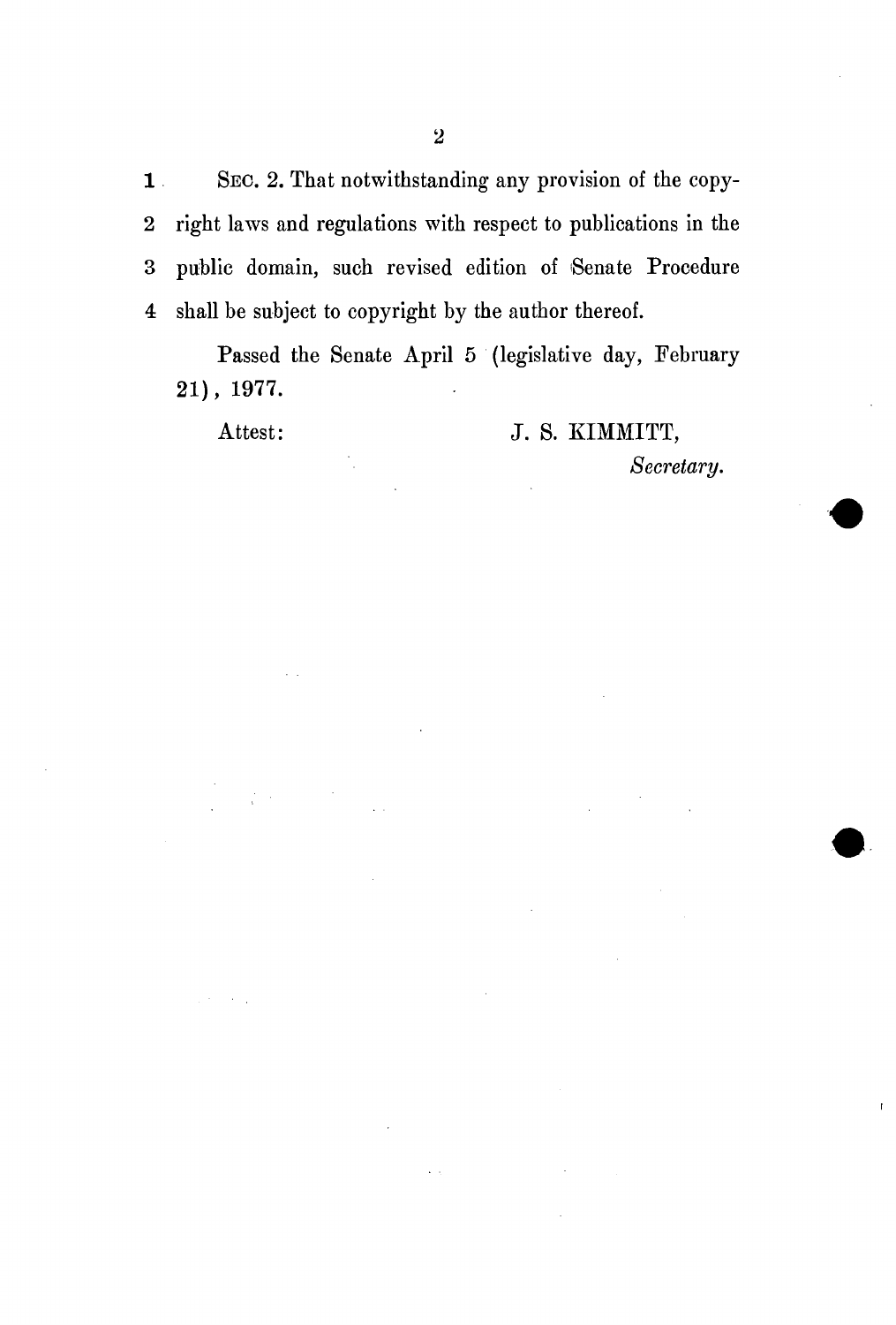1 SEC. 2. That notwithstanding any provision of the copy-
2 right laws and regulations with respect to publications in the
3 public domain, such revised edition of Senate Procedure
4 shall be subject to copyright by the author thereof.

Passed the Senate April 5 (legislative day, February 21), 1977.

Attest: J. S. KIMMITT,
*Secretary.*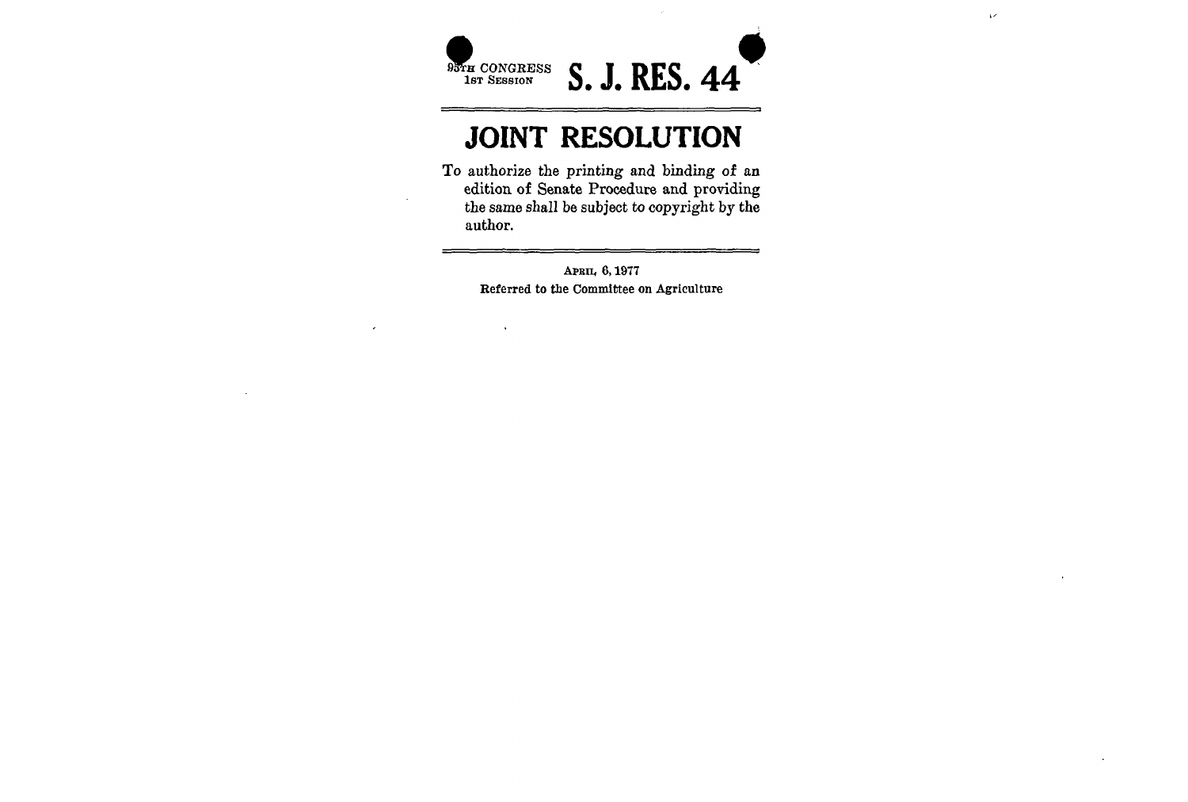95TH CONGRESS
1ST SESSION

# S. J. RES. 44

## JOINT RESOLUTION

To authorize the printing and binding of an edition of Senate Procedure and providing the same shall be subject to copyright by the author.

APRIL 6, 1977

Referred to the Committee on Agriculture